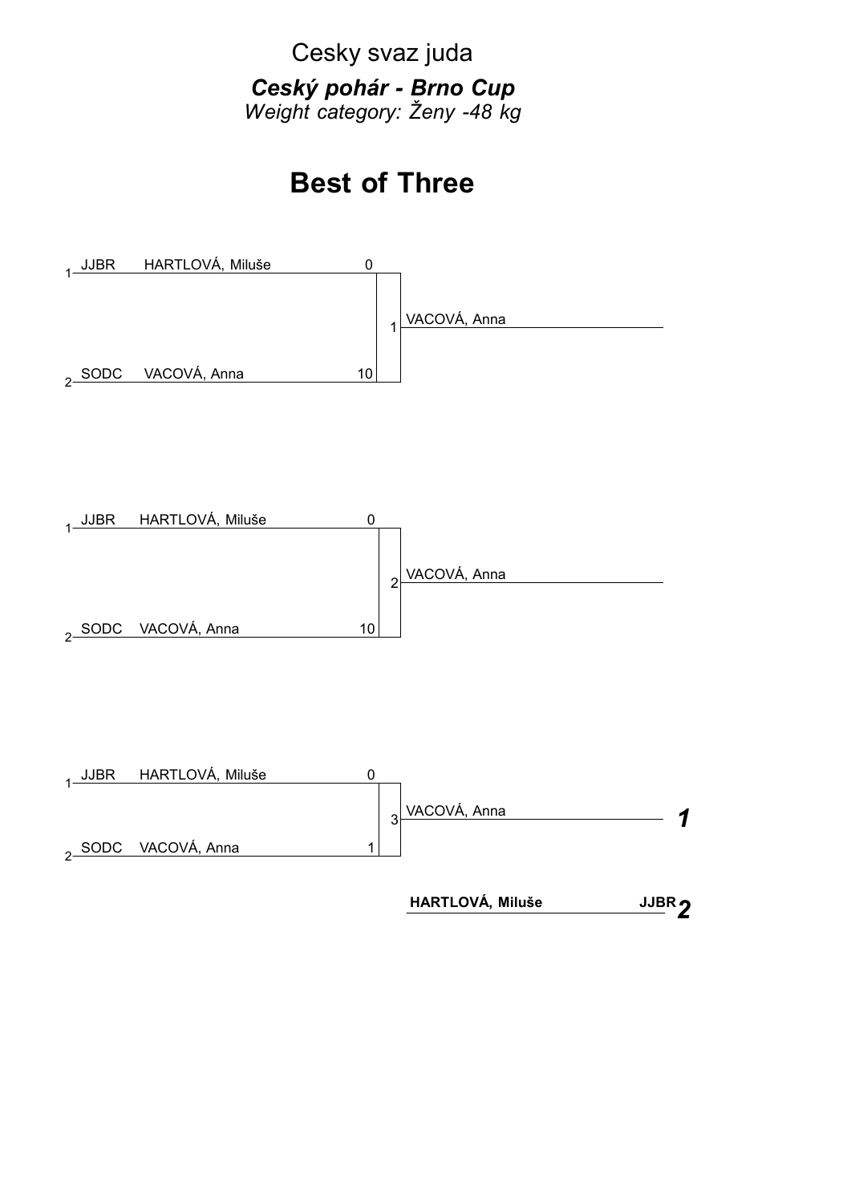Cesky svaz juda

***Ceský pohár - Brno Cup***

*Weight category: Ženy -48 kg*

## Best of Three

| # | Club | Name | Score | Match | Winner |
|---|---|---|---|---|---|
| 1 | JJBR | HARTLOVÁ, Miluše | 0 | 1 | VACOVÁ, Anna |
| 2 | SODC | VACOVÁ, Anna | 10 | | |

| # | Club | Name | Score | Match | Winner |
|---|---|---|---|---|---|
| 1 | JJBR | HARTLOVÁ, Miluše | 0 | 2 | VACOVÁ, Anna |
| 2 | SODC | VACOVÁ, Anna | 10 | | |

| # | Club | Name | Score | Match | Winner |
|---|---|---|---|---|---|
| 1 | JJBR | HARTLOVÁ, Miluše | 0 | 3 | VACOVÁ, Anna |
| 2 | SODC | VACOVÁ, Anna | 1 | | |

| Place | Name | Club |
|---|---|---|
| *1* | VACOVÁ, Anna | |
| *2* | **HARTLOVÁ, Miluše** | **JJBR** |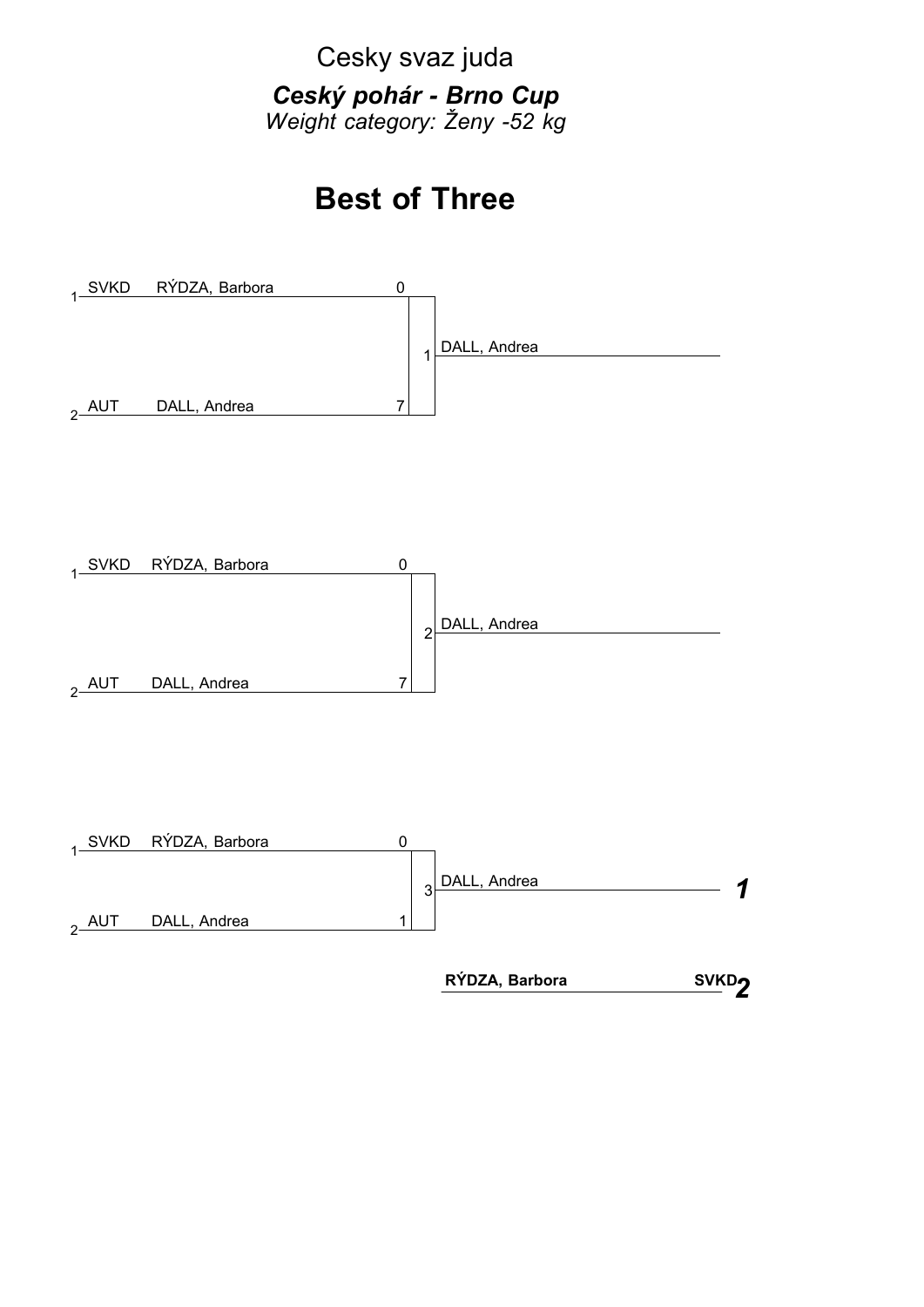Cesky svaz juda

***Ceský pohár - Brno Cup***

*Weight category: Ženy -52 kg*

# Best of Three

| | Club | Name | Score | Match | Winner |
|---|---|---|---|---|---|
| 1 | SVKD | RÝDZA, Barbora | 0 | 1 | DALL, Andrea |
| 2 | AUT | DALL, Andrea | 7 | | |

| | Club | Name | Score | Match | Winner |
|---|---|---|---|---|---|
| 1 | SVKD | RÝDZA, Barbora | 0 | 2 | DALL, Andrea |
| 2 | AUT | DALL, Andrea | 7 | | |

| | Club | Name | Score | Match | Winner |
|---|---|---|---|---|---|
| 1 | SVKD | RÝDZA, Barbora | 0 | 3 | DALL, Andrea |
| 2 | AUT | DALL, Andrea | 1 | | |

| Place | Name | Club |
|---|---|---|
| ***1*** | DALL, Andrea | |
| ***2*** | **RÝDZA, Barbora** | **SVKD** |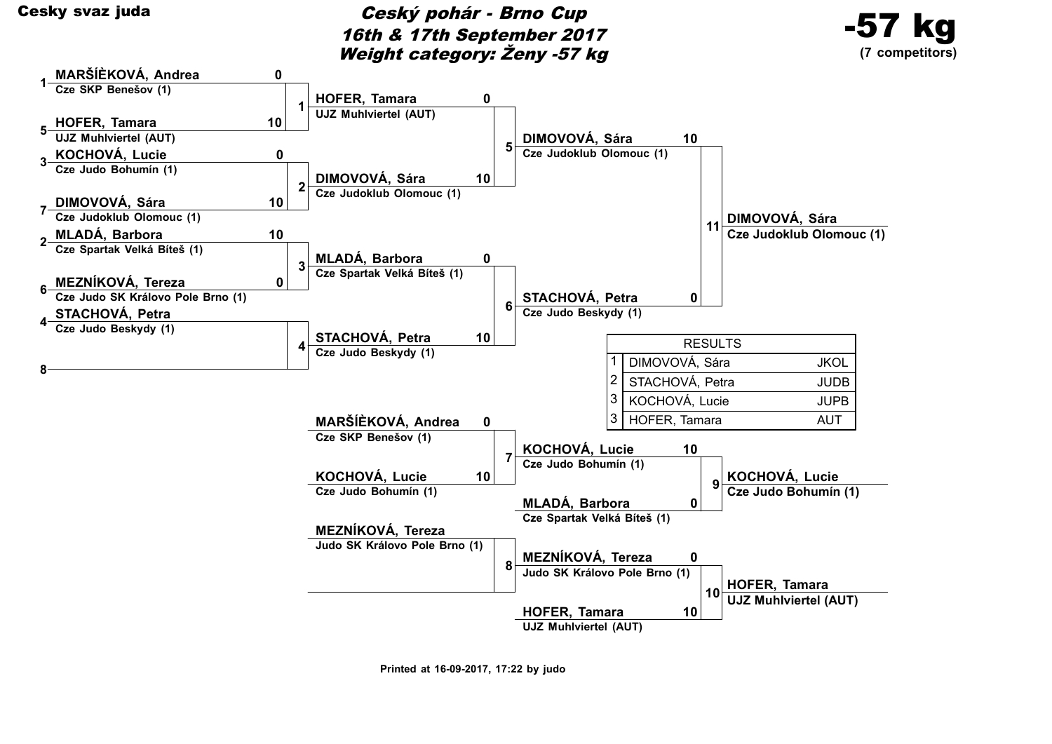**Cesky svaz juda**

# Ceský pohár - Brno Cup
## 16th & 17th September 2017
## Weight category: Ženy -57 kg

**-57 kg**
**(7 competitors)**

### Main draw

| Seed | Competitor | Club | Score |
|---|---|---|---|
| 1 | MARŠÍÈKOVÁ, Andrea | Cze SKP Benešov (1) | 0 |
| 5 | HOFER, Tamara | UJZ Muhlviertel (AUT) | 10 |
| 3 | KOCHOVÁ, Lucie | Cze Judo Bohumín (1) | 0 |
| 7 | DIMOVOVÁ, Sára | Cze Judoklub Olomouc (1) | 10 |
| 2 | MLADÁ, Barbora | Cze Spartak Velká Bíteš (1) | 10 |
| 6 | MEZNÍKOVÁ, Tereza | Cze Judo SK Královo Pole Brno (1) | 0 |
| 4 | STACHOVÁ, Petra | Cze Judo Beskydy (1) | |
| 8 | | | |

**Round 2**

| Match | Competitor | Club | Score |
|---|---|---|---|
| 1 | HOFER, Tamara | UJZ Muhlviertel (AUT) | 0 |
| 2 | DIMOVOVÁ, Sára | Cze Judoklub Olomouc (1) | 10 |
| 3 | MLADÁ, Barbora | Cze Spartak Velká Bíteš (1) | 0 |
| 4 | STACHOVÁ, Petra | Cze Judo Beskydy (1) | 10 |

**Semifinals**

| Match | Competitor | Club | Score |
|---|---|---|---|
| 5 | DIMOVOVÁ, Sára | Cze Judoklub Olomouc (1) | 10 |
| 6 | STACHOVÁ, Petra | Cze Judo Beskydy (1) | 0 |

**Final (11):** DIMOVOVÁ, Sára – Cze Judoklub Olomouc (1)

### Repechage

| Match | Competitor | Club | Score |
|---|---|---|---|
| 7 | MARŠÍÈKOVÁ, Andrea | Cze SKP Benešov (1) | 0 |
| 7 | KOCHOVÁ, Lucie | Cze Judo Bohumín (1) | 10 |
| 8 | MEZNÍKOVÁ, Tereza | Judo SK Královo Pole Brno (1) | |
| 8 | | | |
| 9 | KOCHOVÁ, Lucie | Cze Judo Bohumín (1) | 10 |
| 9 | MLADÁ, Barbora | Cze Spartak Velká Bíteš (1) | 0 |
| 10 | MEZNÍKOVÁ, Tereza | Judo SK Královo Pole Brno (1) | 0 |
| 10 | HOFER, Tamara | UJZ Muhlviertel (AUT) | 10 |

**Match 9 winner:** KOCHOVÁ, Lucie – Cze Judo Bohumín (1)

**Match 10 winner:** HOFER, Tamara – UJZ Muhlviertel (AUT)

### RESULTS

| Place | Name | Club |
|---|---|---|
| 1 | DIMOVOVÁ, Sára | JKOL |
| 2 | STACHOVÁ, Petra | JUDB |
| 3 | KOCHOVÁ, Lucie | JUPB |
| 3 | HOFER, Tamara | AUT |

Printed at 16-09-2017, 17:22 by judo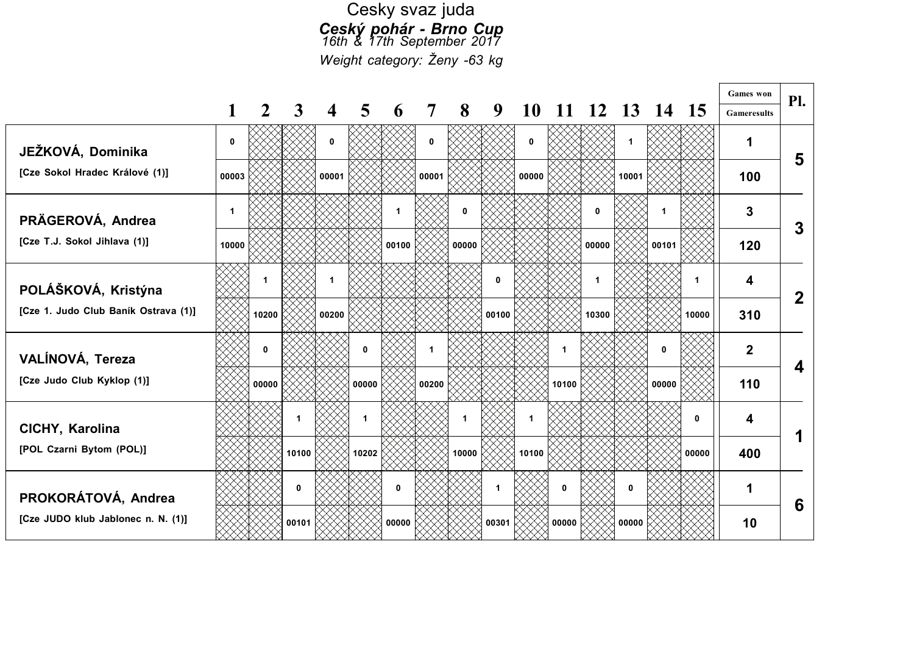# Cesky svaz juda

## *Ceský pohár - Brno Cup*

*16th & 17th September 2017*

*Weight category: Ženy -63 kg*

| | 1 | 2 | 3 | 4 | 5 | 6 | 7 | 8 | 9 | 10 | 11 | 12 | 13 | 14 | 15 | Games won / Gameresults | Pl. |
|---|---|---|---|---|---|---|---|---|---|---|---|---|---|---|---|---|---|
| **JEŽKOVÁ, Dominika** | 0 | | | 0 | | | 0 | | | 0 | | | 1 | | | 1 | 5 |
| [Cze Sokol Hradec Králové (1)] | 00003 | | | 00001 | | | 00001 | | | 00000 | | | 10001 | | | 100 | |
| **PRÄGEROVÁ, Andrea** | 1 | | | | | 1 | | 0 | | | | 0 | | 1 | | 3 | 3 |
| [Cze T.J. Sokol Jihlava (1)] | 10000 | | | | | 00100 | | 00000 | | | | 00000 | | 00101 | | 120 | |
| **POLÁŠKOVÁ, Kristýna** | | 1 | | 1 | | | | | 0 | | | 1 | | | 1 | 4 | 2 |
| [Cze 1. Judo Club Baník Ostrava (1)] | | 10200 | | 00200 | | | | | 00100 | | | 10300 | | | 10000 | 310 | |
| **VALÍNOVÁ, Tereza** | | 0 | | | 0 | | 1 | | | | 1 | | | 0 | | 2 | 4 |
| [Cze Judo Club Kyklop (1)] | | 00000 | | | 00000 | | 00200 | | | | 10100 | | | 00000 | | 110 | |
| **CICHY, Karolina** | | | 1 | | 1 | | | 1 | | 1 | | | | | 0 | 4 | 1 |
| [POL Czarni Bytom (POL)] | | | 10100 | | 10202 | | | 10000 | | 10100 | | | | | 00000 | 400 | |
| **PROKORÁTOVÁ, Andrea** | | | 0 | | | 0 | | | 1 | | 0 | | 0 | | | 1 | 6 |
| [Cze JUDO klub Jablonec n. N. (1)] | | | 00101 | | | 00000 | | | 00301 | | 00000 | | 00000 | | | 10 | |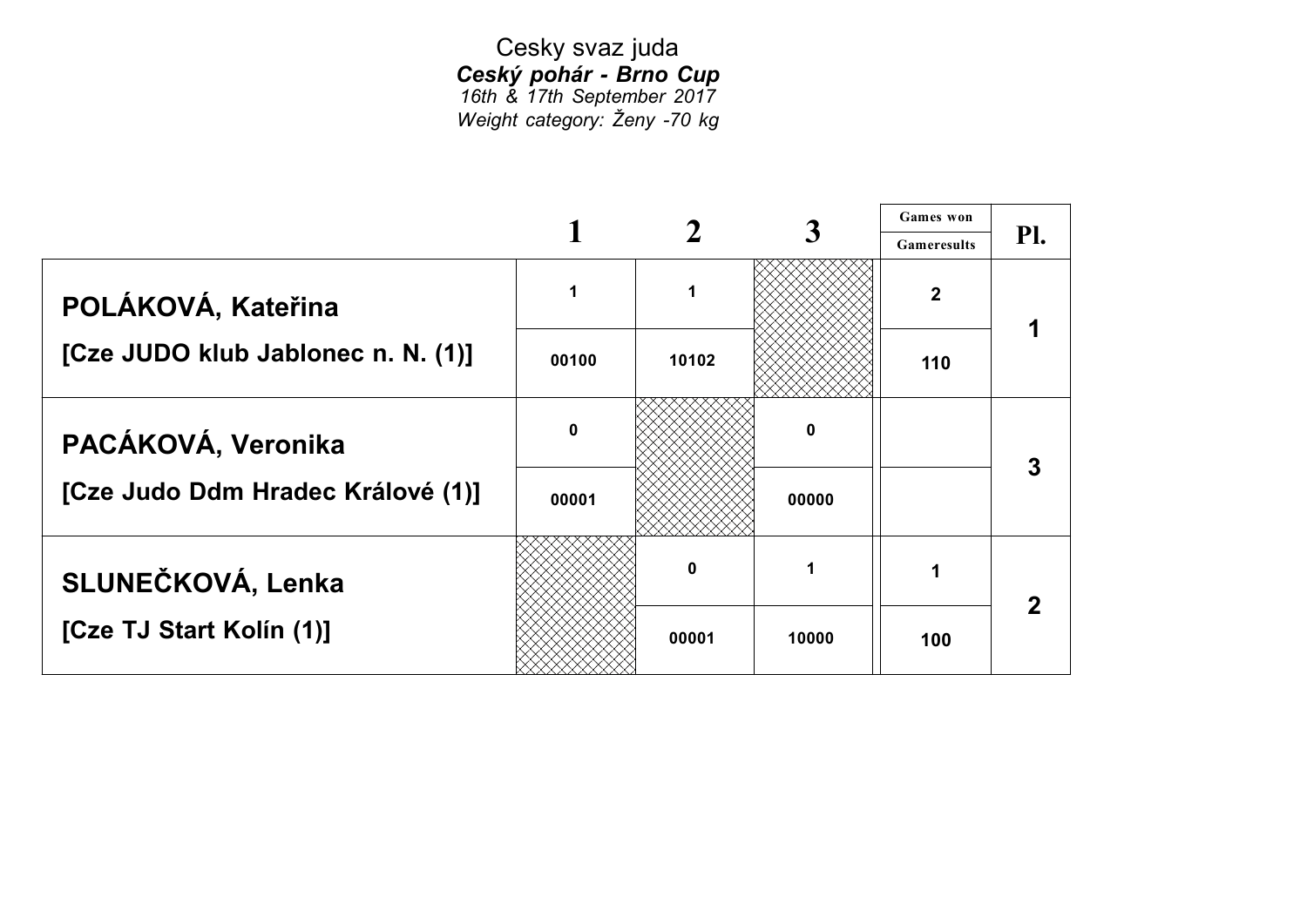Cesky svaz juda

***Ceský pohár - Brno Cup***

*16th & 17th September 2017*

*Weight category: Ženy -70 kg*

| | 1 | 2 | 3 | Games won / Gameresults | Pl. |
|---|---|---|---|---|---|
| **POLÁKOVÁ, Kateřina** | 1 | 1 | | 2 | 1 |
| **[Cze JUDO klub Jablonec n. N. (1)]** | 00100 | 10102 | | 110 | |
| **PACÁKOVÁ, Veronika** | 0 | | 0 | | 3 |
| **[Cze Judo Ddm Hradec Králové (1)]** | 00001 | | 00000 | | |
| **SLUNEČKOVÁ, Lenka** | | 0 | 1 | 1 | 2 |
| **[Cze TJ Start Kolín (1)]** | | 00001 | 10000 | 100 | |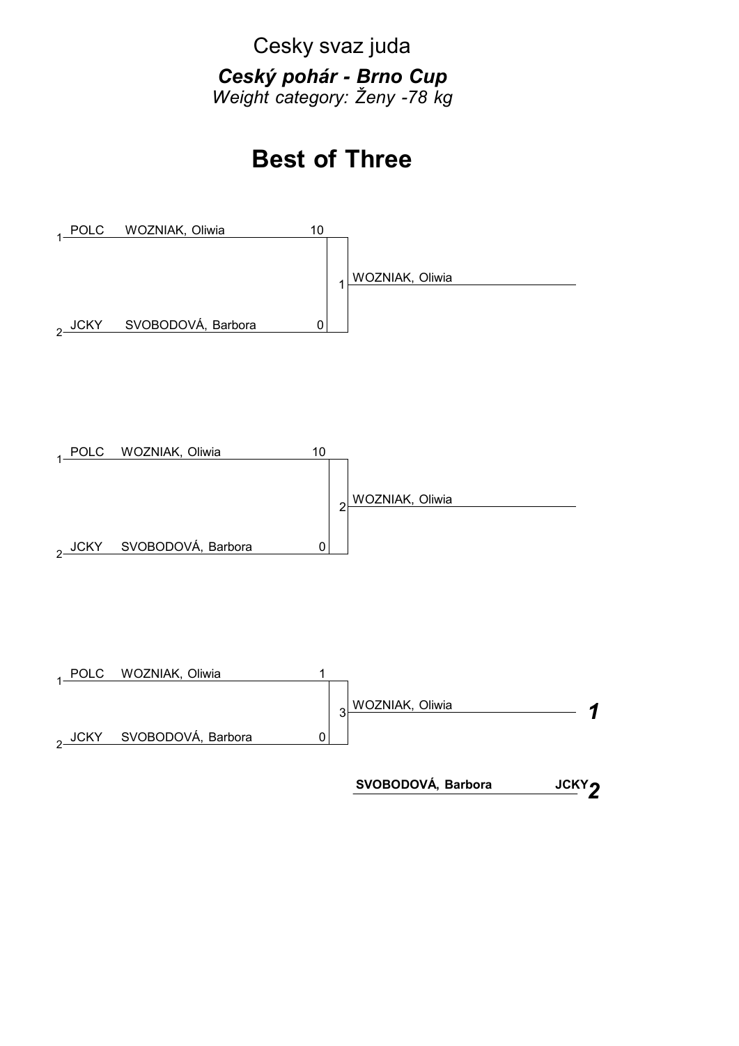Cesky svaz juda

***Ceský pohár - Brno Cup***

*Weight category: Ženy -78 kg*

# Best of Three

| | Club | Name | Score | Match | Winner |
|---|---|---|---|---|---|
| 1 | POLC | WOZNIAK, Oliwia | 10 | 1 | WOZNIAK, Oliwia |
| 2 | JCKY | SVOBODOVÁ, Barbora | 0 | | |

| | Club | Name | Score | Match | Winner |
|---|---|---|---|---|---|
| 1 | POLC | WOZNIAK, Oliwia | 10 | 2 | WOZNIAK, Oliwia |
| 2 | JCKY | SVOBODOVÁ, Barbora | 0 | | |

| | Club | Name | Score | Match | Winner |
|---|---|---|---|---|---|
| 1 | POLC | WOZNIAK, Oliwia | 1 | 3 | WOZNIAK, Oliwia |
| 2 | JCKY | SVOBODOVÁ, Barbora | 0 | | |

| Place | Name | Club |
|---|---|---|
| ***1*** | WOZNIAK, Oliwia | |
| ***2*** | **SVOBODOVÁ, Barbora** | **JCKY** |